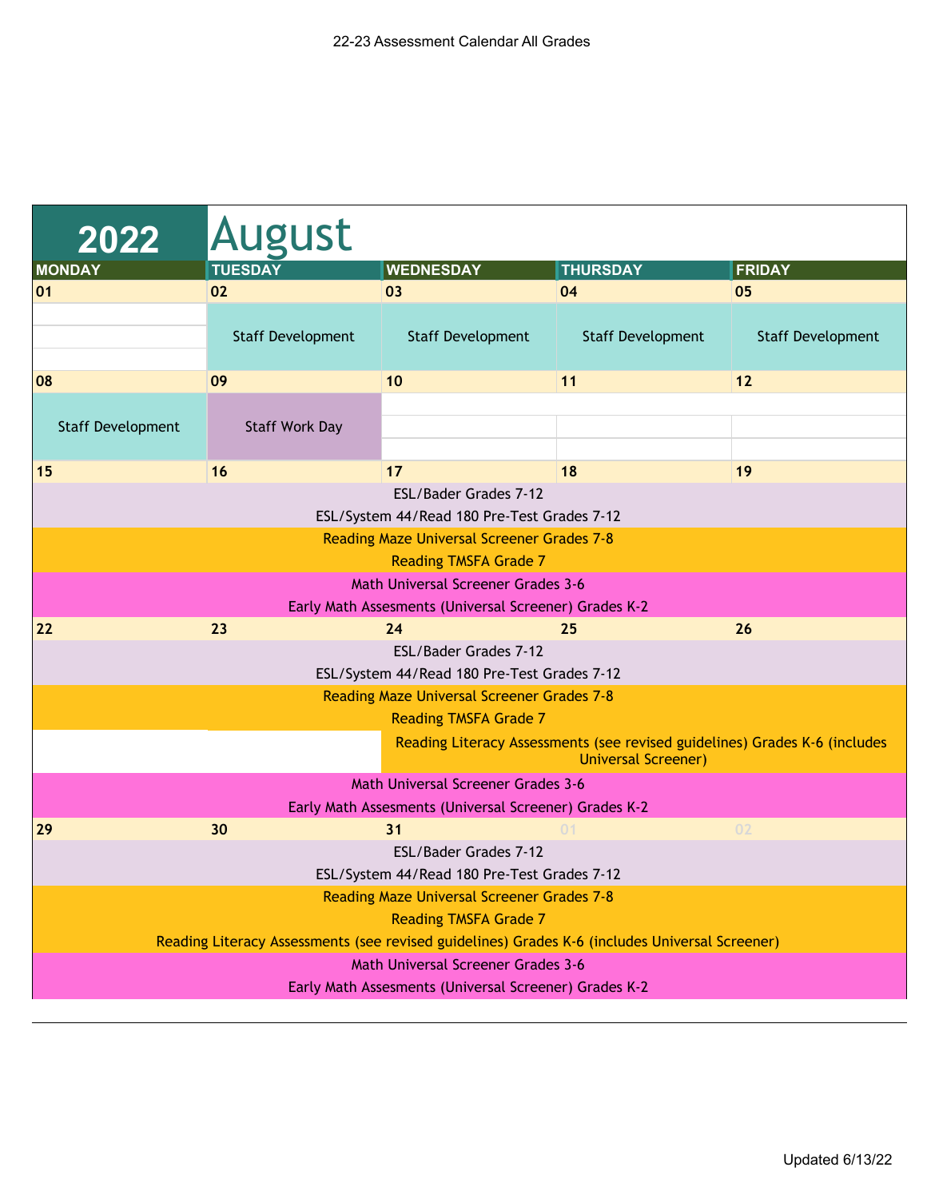22-23 Assessment Calendar All Grades

# 2022 August

| MONDAY | TUESDAY | WEDNESDAY | THURSDAY | FRIDAY |
|---|---|---|---|---|
| 01 | 02 | 03 | 04 | 05 |
| | Staff Development | Staff Development | Staff Development | Staff Development |
| 08 | 09 | 10 | 11 | 12 |
| Staff Development | Staff Work Day | | | |
| 15 | 16 | 17 | 18 | 19 |
| 22 | 23 | 24 | 25 | 26 |
| 29 | 30 | 31 | 01 | 02 |

**Week of August 15–19 (all days):**

- ESL/Bader Grades 7-12
- ESL/System 44/Read 180 Pre-Test Grades 7-12
- Reading Maze Universal Screener Grades 7-8
- Reading TMSFA Grade 7
- Math Universal Screener Grades 3-6
- Early Math Assesments (Universal Screener) Grades K-2

**Week of August 22–26 (all days):**

- ESL/Bader Grades 7-12
- ESL/System 44/Read 180 Pre-Test Grades 7-12
- Reading Maze Universal Screener Grades 7-8
- Reading TMSFA Grade 7
- Reading Literacy Assessments (see revised guidelines) Grades K-6 (includes Universal Screener) (August 24–26)
- Math Universal Screener Grades 3-6
- Early Math Assesments (Universal Screener) Grades K-2

**Week of August 29–31 (all days):**

- ESL/Bader Grades 7-12
- ESL/System 44/Read 180 Pre-Test Grades 7-12
- Reading Maze Universal Screener Grades 7-8
- Reading TMSFA Grade 7
- Reading Literacy Assessments (see revised guidelines) Grades K-6 (includes Universal Screener)
- Math Universal Screener Grades 3-6
- Early Math Assesments (Universal Screener) Grades K-2

Updated 6/13/22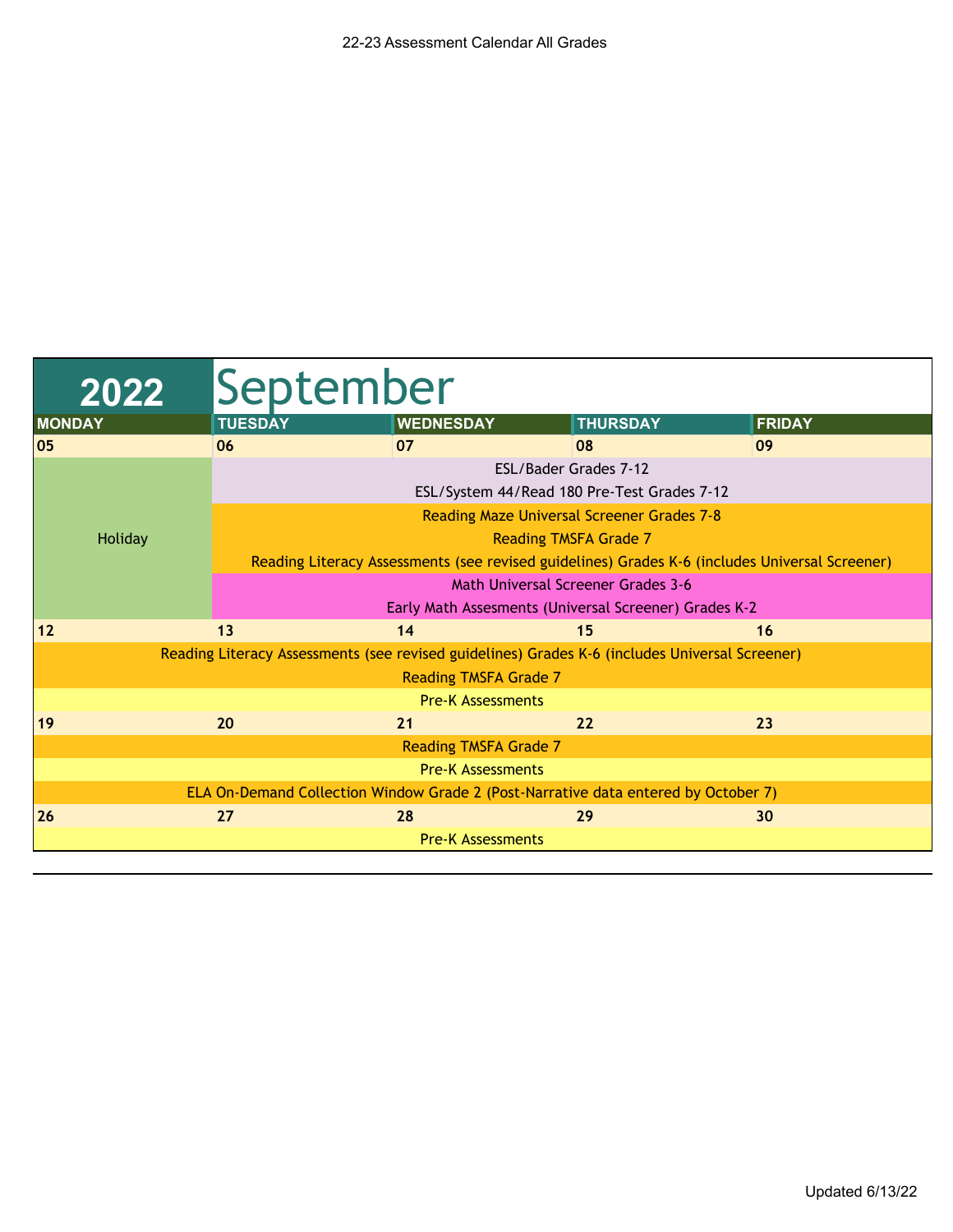22-23 Assessment Calendar All Grades

# 2022 September

| MONDAY | TUESDAY | WEDNESDAY | THURSDAY | FRIDAY |
|---|---|---|---|---|
| 05 | 06 | 07 | 08 | 09 |
| Holiday | ESL/Bader Grades 7-12 | | | |
| | ESL/System 44/Read 180 Pre-Test Grades 7-12 | | | |
| | Reading Maze Universal Screener Grades 7-8 | | | |
| | Reading TMSFA Grade 7 | | | |
| | Reading Literacy Assessments (see revised guidelines) Grades K-6 (includes Universal Screener) | | | |
| | Math Universal Screener Grades 3-6 | | | |
| | Early Math Assesments (Universal Screener) Grades K-2 | | | |
| 12 | 13 | 14 | 15 | 16 |
| Reading Literacy Assessments (see revised guidelines) Grades K-6 (includes Universal Screener) | | | | |
| Reading TMSFA Grade 7 | | | | |
| Pre-K Assessments | | | | |
| 19 | 20 | 21 | 22 | 23 |
| Reading TMSFA Grade 7 | | | | |
| Pre-K Assessments | | | | |
| ELA On-Demand Collection Window Grade 2 (Post-Narrative data entered by October 7) | | | | |
| 26 | 27 | 28 | 29 | 30 |
| Pre-K Assessments | | | | |

Updated 6/13/22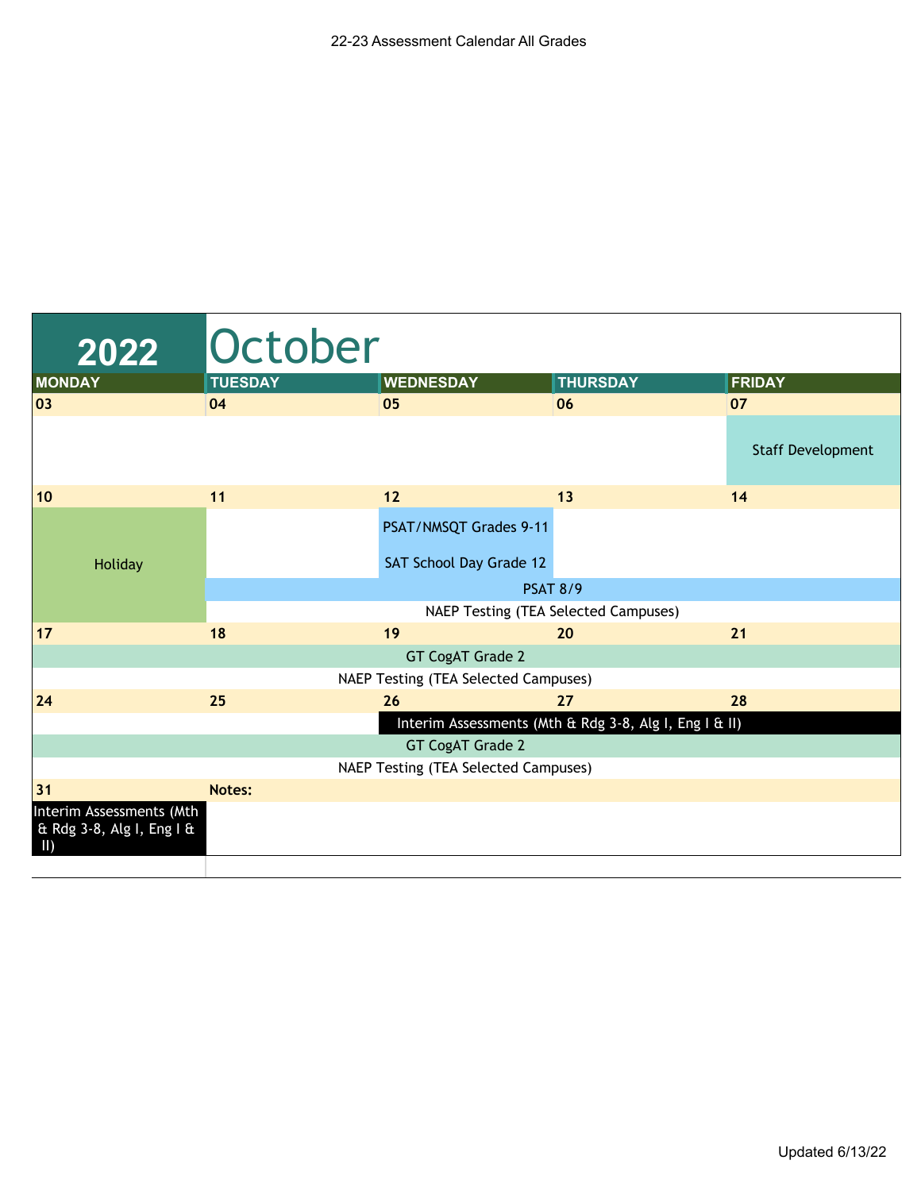22-23 Assessment Calendar All Grades

# 2022 October

| MONDAY | TUESDAY | WEDNESDAY | THURSDAY | FRIDAY |
|---|---|---|---|---|
| 03 | 04 | 05 | 06 | 07 |
| | | | | Staff Development |
| 10 | 11 | 12 | 13 | 14 |
| Holiday | | PSAT/NMSQT Grades 9-11<br>SAT School Day Grade 12 | | |
| | PSAT 8/9 | PSAT 8/9 | PSAT 8/9 | PSAT 8/9 |
| | NAEP Testing (TEA Selected Campuses) | NAEP Testing (TEA Selected Campuses) | NAEP Testing (TEA Selected Campuses) | NAEP Testing (TEA Selected Campuses) |
| 17 | 18 | 19 | 20 | 21 |
| GT CogAT Grade 2 | GT CogAT Grade 2 | GT CogAT Grade 2 | GT CogAT Grade 2 | GT CogAT Grade 2 |
| NAEP Testing (TEA Selected Campuses) | NAEP Testing (TEA Selected Campuses) | NAEP Testing (TEA Selected Campuses) | NAEP Testing (TEA Selected Campuses) | NAEP Testing (TEA Selected Campuses) |
| 24 | 25 | 26 | 27 | 28 |
| | | Interim Assessments (Mth & Rdg 3-8, Alg I, Eng I & II) | Interim Assessments (Mth & Rdg 3-8, Alg I, Eng I & II) | Interim Assessments (Mth & Rdg 3-8, Alg I, Eng I & II) |
| GT CogAT Grade 2 | GT CogAT Grade 2 | GT CogAT Grade 2 | GT CogAT Grade 2 | GT CogAT Grade 2 |
| NAEP Testing (TEA Selected Campuses) | NAEP Testing (TEA Selected Campuses) | NAEP Testing (TEA Selected Campuses) | NAEP Testing (TEA Selected Campuses) | NAEP Testing (TEA Selected Campuses) |
| 31 | Notes: | | | |
| Interim Assessments (Mth & Rdg 3-8, Alg I, Eng I & II) | | | | |

Updated 6/13/22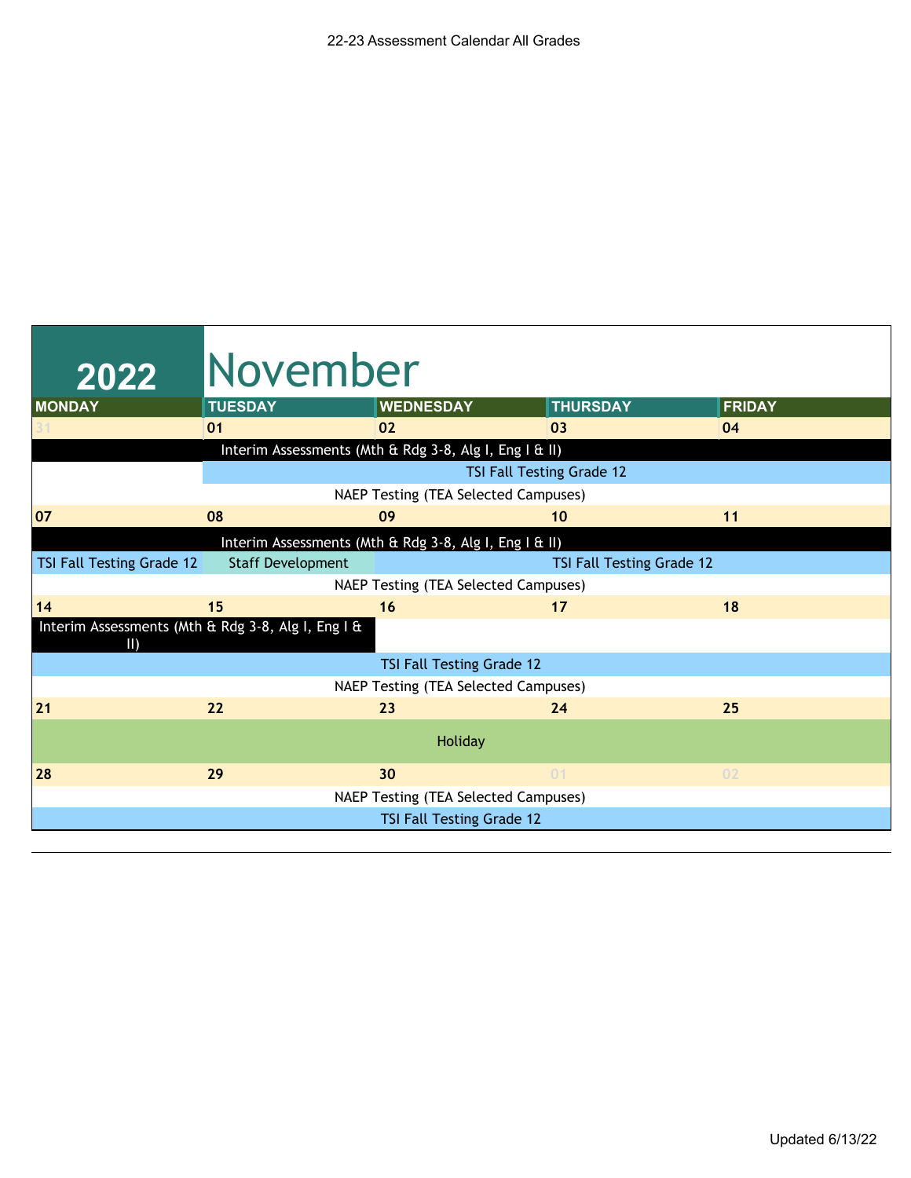22-23 Assessment Calendar All Grades

# 2022 November

| MONDAY | TUESDAY | WEDNESDAY | THURSDAY | FRIDAY |
|---|---|---|---|---|
| 31 | 01 | 02 | 03 | 04 |
| | Interim Assessments (Mth & Rdg 3-8, Alg I, Eng I & II) | | | |
| | TSI Fall Testing Grade 12 | | | |
| NAEP Testing (TEA Selected Campuses) | | | | |
| 07 | 08 | 09 | 10 | 11 |
| Interim Assessments (Mth & Rdg 3-8, Alg I, Eng I & II) | | | | |
| TSI Fall Testing Grade 12 | Staff Development | TSI Fall Testing Grade 12 | | |
| NAEP Testing (TEA Selected Campuses) | | | | |
| 14 | 15 | 16 | 17 | 18 |
| Interim Assessments (Mth & Rdg 3-8, Alg I, Eng I & II) | | | | |
| TSI Fall Testing Grade 12 | | | | |
| NAEP Testing (TEA Selected Campuses) | | | | |
| 21 | 22 | 23 | 24 | 25 |
| Holiday | | | | |
| 28 | 29 | 30 | 01 | 02 |
| NAEP Testing (TEA Selected Campuses) | | | | |
| TSI Fall Testing Grade 12 | | | | |

Updated 6/13/22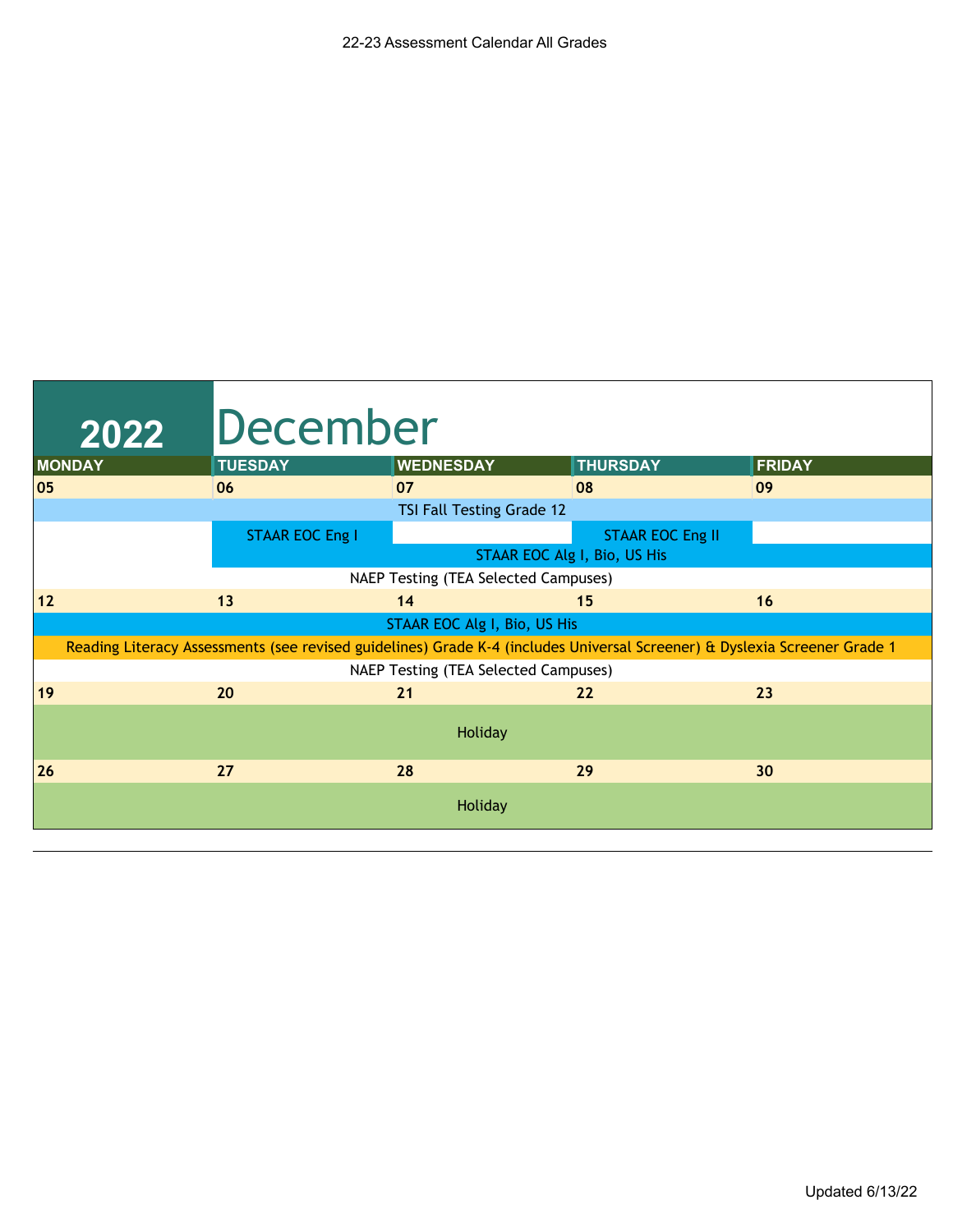22-23 Assessment Calendar All Grades

## 2022 December

| MONDAY | TUESDAY | WEDNESDAY | THURSDAY | FRIDAY |
|---|---|---|---|---|
| 05 | 06 | 07 | 08 | 09 |
| TSI Fall Testing Grade 12 | | | | |
| | STAAR EOC Eng I | | STAAR EOC Eng II | |
| | STAAR EOC Alg I, Bio, US His | | | |
| NAEP Testing (TEA Selected Campuses) | | | | |
| 12 | 13 | 14 | 15 | 16 |
| STAAR EOC Alg I, Bio, US His | | | | |
| Reading Literacy Assessments (see revised guidelines) Grade K-4 (includes Universal Screener) & Dyslexia Screener Grade 1 | | | | |
| NAEP Testing (TEA Selected Campuses) | | | | |
| 19 | 20 | 21 | 22 | 23 |
| Holiday | | | | |
| 26 | 27 | 28 | 29 | 30 |
| Holiday | | | | |

Updated 6/13/22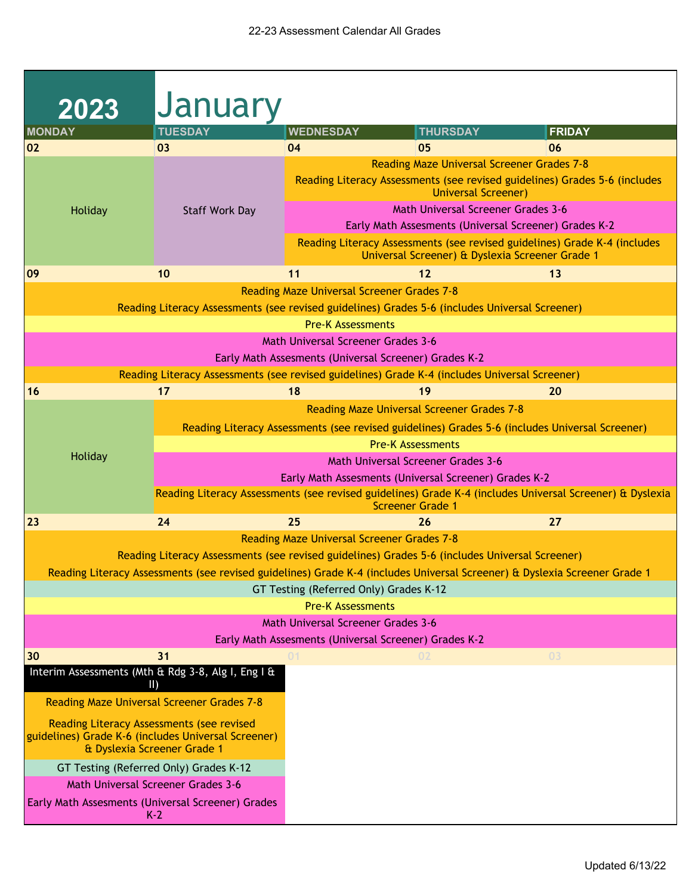22-23 Assessment Calendar All Grades

# 2023 January

| MONDAY | TUESDAY | WEDNESDAY | THURSDAY | FRIDAY |
|---|---|---|---|---|
| 02 | 03 | 04 | 05 | 06 |
| Holiday | Staff Work Day | Reading Maze Universal Screener Grades 7-8<br>Reading Literacy Assessments (see revised guidelines) Grades 5-6 (includes Universal Screener)<br>Math Universal Screener Grades 3-6<br>Early Math Assesments (Universal Screener) Grades K-2<br>Reading Literacy Assessments (see revised guidelines) Grade K-4 (includes Universal Screener) & Dyslexia Screener Grade 1 | | |
| 09 | 10 | 11 | 12 | 13 |
| Reading Maze Universal Screener Grades 7-8<br>Reading Literacy Assessments (see revised guidelines) Grades 5-6 (includes Universal Screener)<br>Pre-K Assessments<br>Math Universal Screener Grades 3-6<br>Early Math Assesments (Universal Screener) Grades K-2<br>Reading Literacy Assessments (see revised guidelines) Grade K-4 (includes Universal Screener) | | | | |
| 16 | 17 | 18 | 19 | 20 |
| Holiday | Reading Maze Universal Screener Grades 7-8<br>Reading Literacy Assessments (see revised guidelines) Grades 5-6 (includes Universal Screener)<br>Pre-K Assessments<br>Math Universal Screener Grades 3-6<br>Early Math Assesments (Universal Screener) Grades K-2<br>Reading Literacy Assessments (see revised guidelines) Grade K-4 (includes Universal Screener) & Dyslexia Screener Grade 1 | | | |
| 23 | 24 | 25 | 26 | 27 |
| Reading Maze Universal Screener Grades 7-8<br>Reading Literacy Assessments (see revised guidelines) Grades 5-6 (includes Universal Screener)<br>Reading Literacy Assessments (see revised guidelines) Grade K-4 (includes Universal Screener) & Dyslexia Screener Grade 1<br>GT Testing (Referred Only) Grades K-12<br>Pre-K Assessments<br>Math Universal Screener Grades 3-6<br>Early Math Assesments (Universal Screener) Grades K-2 | | | | |
| 30 | 31 | 01 | 02 | 03 |
| Interim Assessments (Mth & Rdg 3-8, Alg I, Eng I & II)<br>Reading Maze Universal Screener Grades 7-8<br>Reading Literacy Assessments (see revised guidelines) Grade K-6 (includes Universal Screener) & Dyslexia Screener Grade 1<br>GT Testing (Referred Only) Grades K-12<br>Math Universal Screener Grades 3-6<br>Early Math Assesments (Universal Screener) Grades K-2 | | | | |

Updated 6/13/22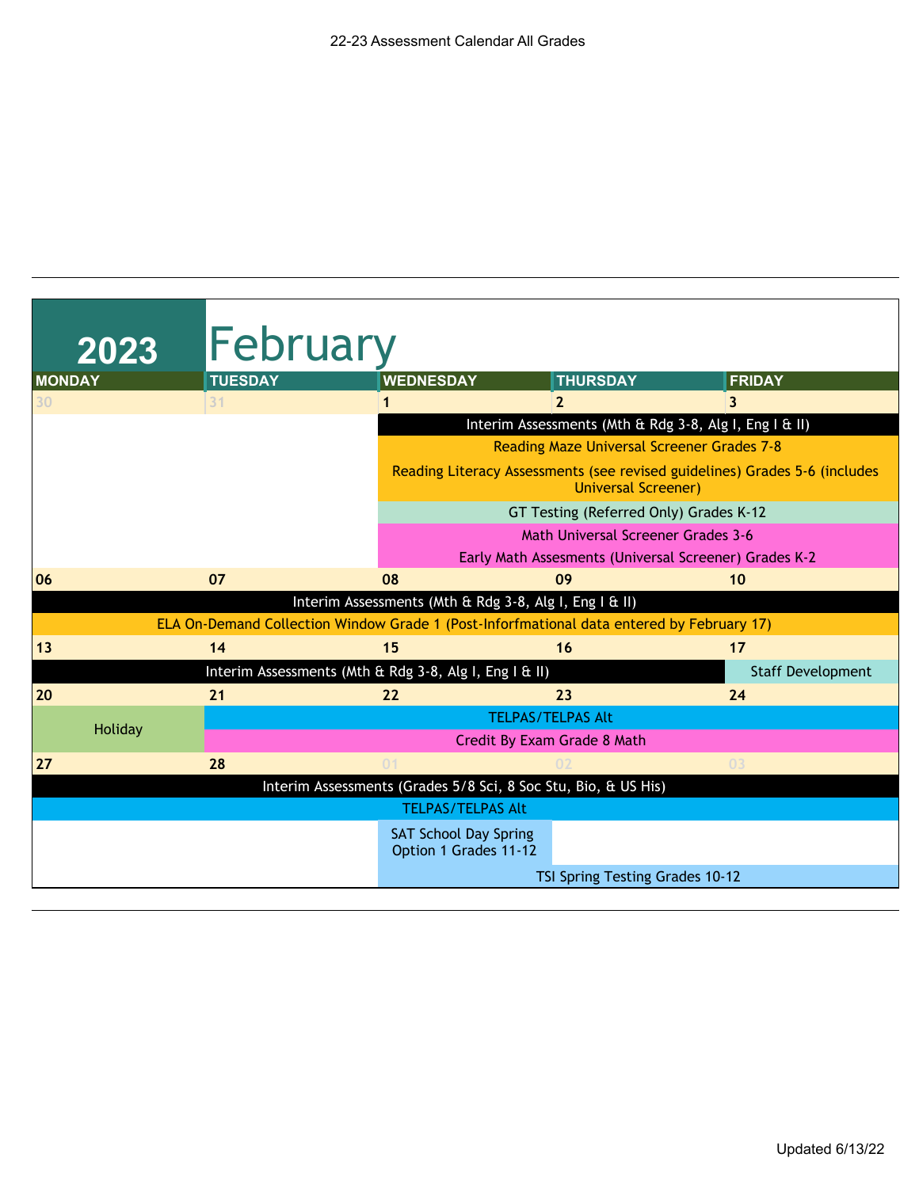22-23 Assessment Calendar All Grades

# 2023 February

| MONDAY | TUESDAY | WEDNESDAY | THURSDAY | FRIDAY |
|---|---|---|---|---|
| 30 | 31 | 1 | 2 | 3 |
| | | Interim Assessments (Mth & Rdg 3-8, Alg I, Eng I & II) | | |
| | | Reading Maze Universal Screener Grades 7-8 | | |
| | | Reading Literacy Assessments (see revised guidelines) Grades 5-6 (includes Universal Screener) | | |
| | | GT Testing (Referred Only) Grades K-12 | | |
| | | Math Universal Screener Grades 3-6 | | |
| | | Early Math Assesments (Universal Screener) Grades K-2 | | |
| 06 | 07 | 08 | 09 | 10 |
| Interim Assessments (Mth & Rdg 3-8, Alg I, Eng I & II) | | | | |
| ELA On-Demand Collection Window Grade 1 (Post-Inforfmational data entered by February 17) | | | | |
| 13 | 14 | 15 | 16 | 17 |
| Interim Assessments (Mth & Rdg 3-8, Alg I, Eng I & II) | | | | Staff Development |
| 20 | 21 | 22 | 23 | 24 |
| Holiday | TELPAS/TELPAS Alt | | | |
| | Credit By Exam Grade 8 Math | | | |
| 27 | 28 | 01 | 02 | 03 |
| Interim Assessments (Grades 5/8 Sci, 8 Soc Stu, Bio, & US His) | | | | |
| TELPAS/TELPAS Alt | | | | |
| | | SAT School Day Spring Option 1 Grades 11-12 | | |
| | | TSI Spring Testing Grades 10-12 | | |

Updated 6/13/22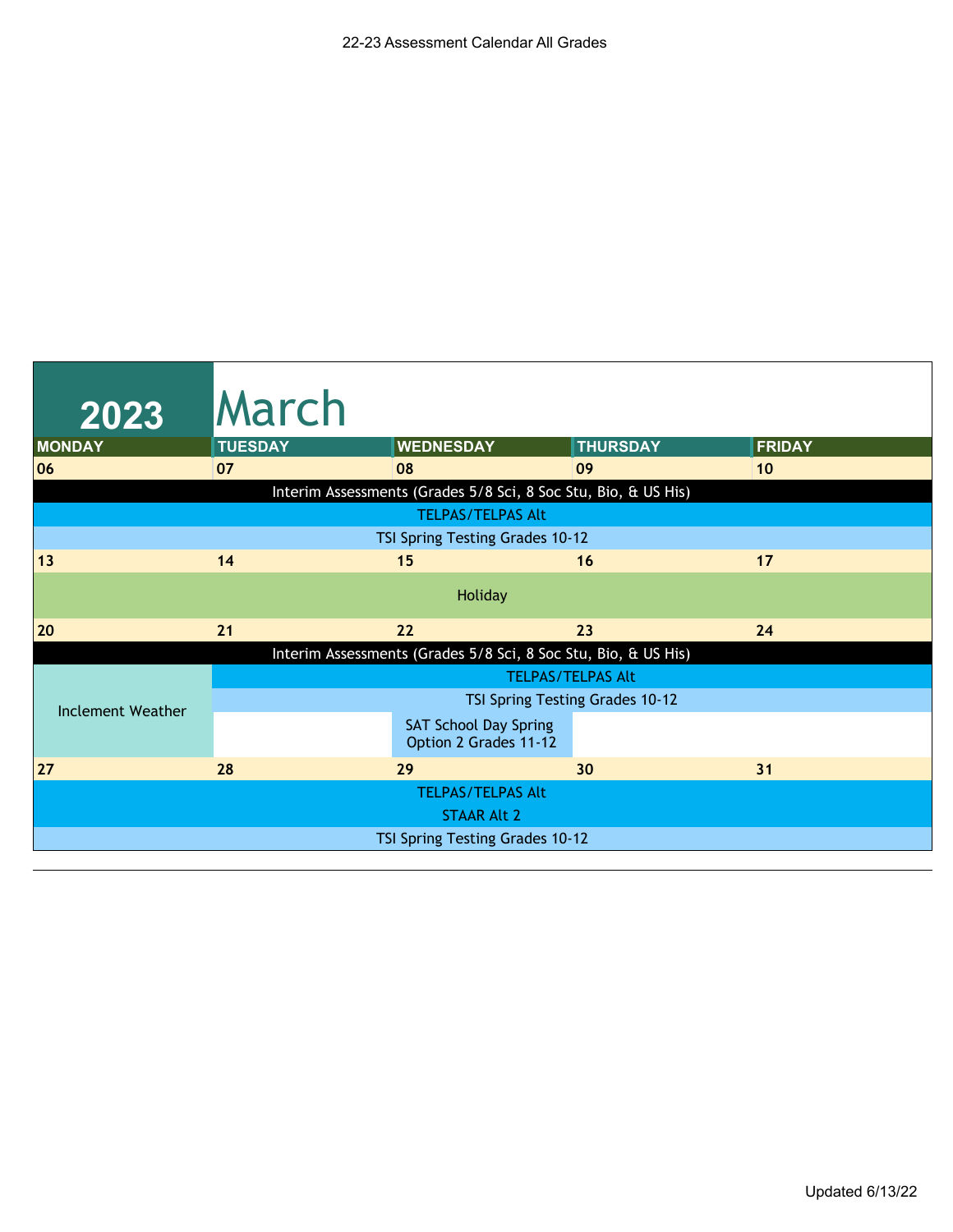22-23 Assessment Calendar All Grades

# 2023 March

| MONDAY | TUESDAY | WEDNESDAY | THURSDAY | FRIDAY |
|---|---|---|---|---|
| 06 | 07 | 08 | 09 | 10 |
| Interim Assessments (Grades 5/8 Sci, 8 Soc Stu, Bio, & US His) | | | | |
| TELPAS/TELPAS Alt | | | | |
| TSI Spring Testing Grades 10-12 | | | | |
| 13 | 14 | 15 | 16 | 17 |
| Holiday | | | | |
| 20 | 21 | 22 | 23 | 24 |
| Interim Assessments (Grades 5/8 Sci, 8 Soc Stu, Bio, & US His) | | | | |
| Inclement Weather | TELPAS/TELPAS Alt | | | |
| | TSI Spring Testing Grades 10-12 | | | |
| | | SAT School Day Spring Option 2 Grades 11-12 | | |
| 27 | 28 | 29 | 30 | 31 |
| TELPAS/TELPAS Alt | | | | |
| STAAR Alt 2 | | | | |
| TSI Spring Testing Grades 10-12 | | | | |

Updated 6/13/22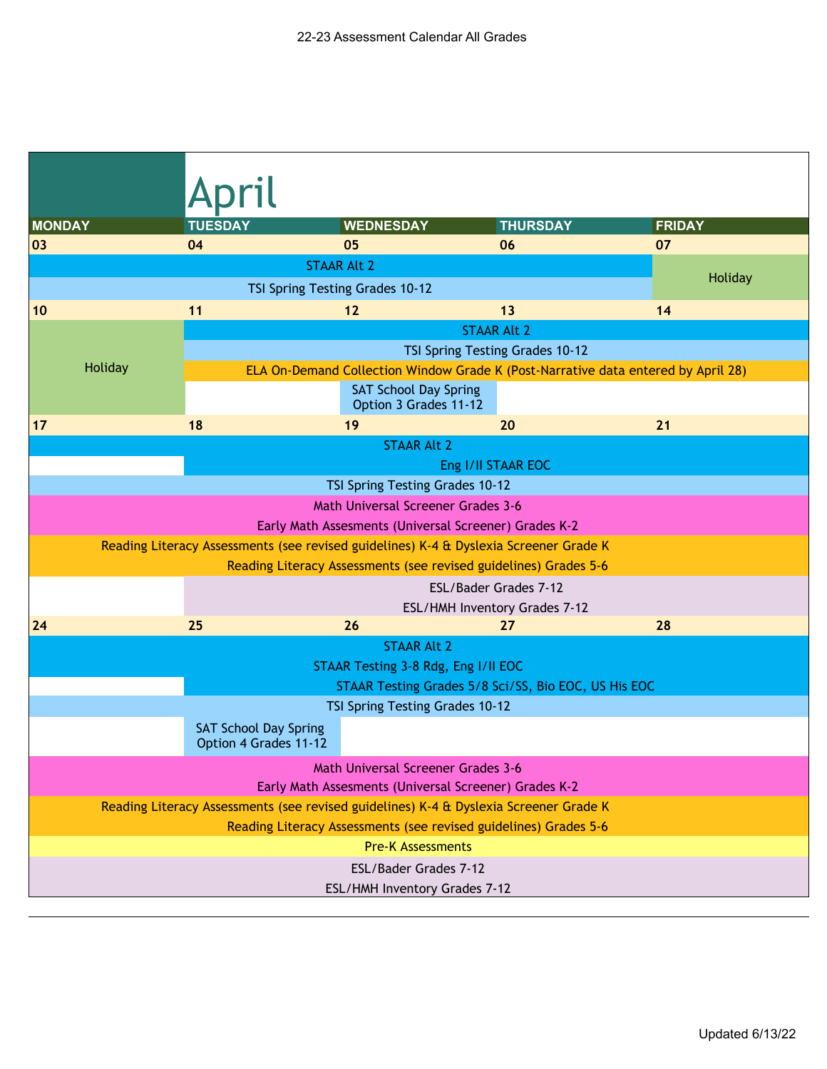22-23 Assessment Calendar All Grades

# April

| MONDAY | TUESDAY | WEDNESDAY | THURSDAY | FRIDAY |
|---|---|---|---|---|
| 03 | 04 | 05 | 06 | 07 |
| STAAR Alt 2 | STAAR Alt 2 | STAAR Alt 2 | STAAR Alt 2 | Holiday |
| TSI Spring Testing Grades 10-12 | TSI Spring Testing Grades 10-12 | TSI Spring Testing Grades 10-12 | TSI Spring Testing Grades 10-12 | |
| 10 | 11 | 12 | 13 | 14 |
| Holiday | STAAR Alt 2 | STAAR Alt 2 | STAAR Alt 2 | STAAR Alt 2 |
| | TSI Spring Testing Grades 10-12 | TSI Spring Testing Grades 10-12 | TSI Spring Testing Grades 10-12 | TSI Spring Testing Grades 10-12 |
| | ELA On-Demand Collection Window Grade K (Post-Narrative data entered by April 28) | ELA On-Demand Collection Window Grade K (Post-Narrative data entered by April 28) | ELA On-Demand Collection Window Grade K (Post-Narrative data entered by April 28) | ELA On-Demand Collection Window Grade K (Post-Narrative data entered by April 28) |
| | | SAT School Day Spring Option 3 Grades 11-12 | | |
| 17 | 18 | 19 | 20 | 21 |
| STAAR Alt 2 | STAAR Alt 2 | STAAR Alt 2 | STAAR Alt 2 | STAAR Alt 2 |
| | Eng I/II STAAR EOC | Eng I/II STAAR EOC | Eng I/II STAAR EOC | Eng I/II STAAR EOC |
| TSI Spring Testing Grades 10-12 | TSI Spring Testing Grades 10-12 | TSI Spring Testing Grades 10-12 | TSI Spring Testing Grades 10-12 | TSI Spring Testing Grades 10-12 |
| Math Universal Screener Grades 3-6 | Math Universal Screener Grades 3-6 | Math Universal Screener Grades 3-6 | Math Universal Screener Grades 3-6 | Math Universal Screener Grades 3-6 |
| Early Math Assesments (Universal Screener) Grades K-2 | Early Math Assesments (Universal Screener) Grades K-2 | Early Math Assesments (Universal Screener) Grades K-2 | Early Math Assesments (Universal Screener) Grades K-2 | Early Math Assesments (Universal Screener) Grades K-2 |
| Reading Literacy Assessments (see revised guidelines) K-4 & Dyslexia Screener Grade K | Reading Literacy Assessments (see revised guidelines) K-4 & Dyslexia Screener Grade K | Reading Literacy Assessments (see revised guidelines) K-4 & Dyslexia Screener Grade K | Reading Literacy Assessments (see revised guidelines) K-4 & Dyslexia Screener Grade K | Reading Literacy Assessments (see revised guidelines) K-4 & Dyslexia Screener Grade K |
| Reading Literacy Assessments (see revised guidelines) Grades 5-6 | Reading Literacy Assessments (see revised guidelines) Grades 5-6 | Reading Literacy Assessments (see revised guidelines) Grades 5-6 | Reading Literacy Assessments (see revised guidelines) Grades 5-6 | Reading Literacy Assessments (see revised guidelines) Grades 5-6 |
| | ESL/Bader Grades 7-12 | ESL/Bader Grades 7-12 | ESL/Bader Grades 7-12 | ESL/Bader Grades 7-12 |
| | ESL/HMH Inventory Grades 7-12 | ESL/HMH Inventory Grades 7-12 | ESL/HMH Inventory Grades 7-12 | ESL/HMH Inventory Grades 7-12 |
| 24 | 25 | 26 | 27 | 28 |
| STAAR Alt 2 | STAAR Alt 2 | STAAR Alt 2 | STAAR Alt 2 | STAAR Alt 2 |
| STAAR Testing 3-8 Rdg, Eng I/II EOC | STAAR Testing 3-8 Rdg, Eng I/II EOC | STAAR Testing 3-8 Rdg, Eng I/II EOC | STAAR Testing 3-8 Rdg, Eng I/II EOC | STAAR Testing 3-8 Rdg, Eng I/II EOC |
| | STAAR Testing Grades 5/8 Sci/SS, Bio EOC, US His EOC | STAAR Testing Grades 5/8 Sci/SS, Bio EOC, US His EOC | STAAR Testing Grades 5/8 Sci/SS, Bio EOC, US His EOC | STAAR Testing Grades 5/8 Sci/SS, Bio EOC, US His EOC |
| TSI Spring Testing Grades 10-12 | TSI Spring Testing Grades 10-12 | TSI Spring Testing Grades 10-12 | TSI Spring Testing Grades 10-12 | TSI Spring Testing Grades 10-12 |
| | SAT School Day Spring Option 4 Grades 11-12 | | | |
| Math Universal Screener Grades 3-6 | Math Universal Screener Grades 3-6 | Math Universal Screener Grades 3-6 | Math Universal Screener Grades 3-6 | Math Universal Screener Grades 3-6 |
| Early Math Assesments (Universal Screener) Grades K-2 | Early Math Assesments (Universal Screener) Grades K-2 | Early Math Assesments (Universal Screener) Grades K-2 | Early Math Assesments (Universal Screener) Grades K-2 | Early Math Assesments (Universal Screener) Grades K-2 |
| Reading Literacy Assessments (see revised guidelines) K-4 & Dyslexia Screener Grade K | Reading Literacy Assessments (see revised guidelines) K-4 & Dyslexia Screener Grade K | Reading Literacy Assessments (see revised guidelines) K-4 & Dyslexia Screener Grade K | Reading Literacy Assessments (see revised guidelines) K-4 & Dyslexia Screener Grade K | Reading Literacy Assessments (see revised guidelines) K-4 & Dyslexia Screener Grade K |
| Reading Literacy Assessments (see revised guidelines) Grades 5-6 | Reading Literacy Assessments (see revised guidelines) Grades 5-6 | Reading Literacy Assessments (see revised guidelines) Grades 5-6 | Reading Literacy Assessments (see revised guidelines) Grades 5-6 | Reading Literacy Assessments (see revised guidelines) Grades 5-6 |
| Pre-K Assessments | Pre-K Assessments | Pre-K Assessments | Pre-K Assessments | Pre-K Assessments |
| ESL/Bader Grades 7-12 | ESL/Bader Grades 7-12 | ESL/Bader Grades 7-12 | ESL/Bader Grades 7-12 | ESL/Bader Grades 7-12 |
| ESL/HMH Inventory Grades 7-12 | ESL/HMH Inventory Grades 7-12 | ESL/HMH Inventory Grades 7-12 | ESL/HMH Inventory Grades 7-12 | ESL/HMH Inventory Grades 7-12 |

Updated 6/13/22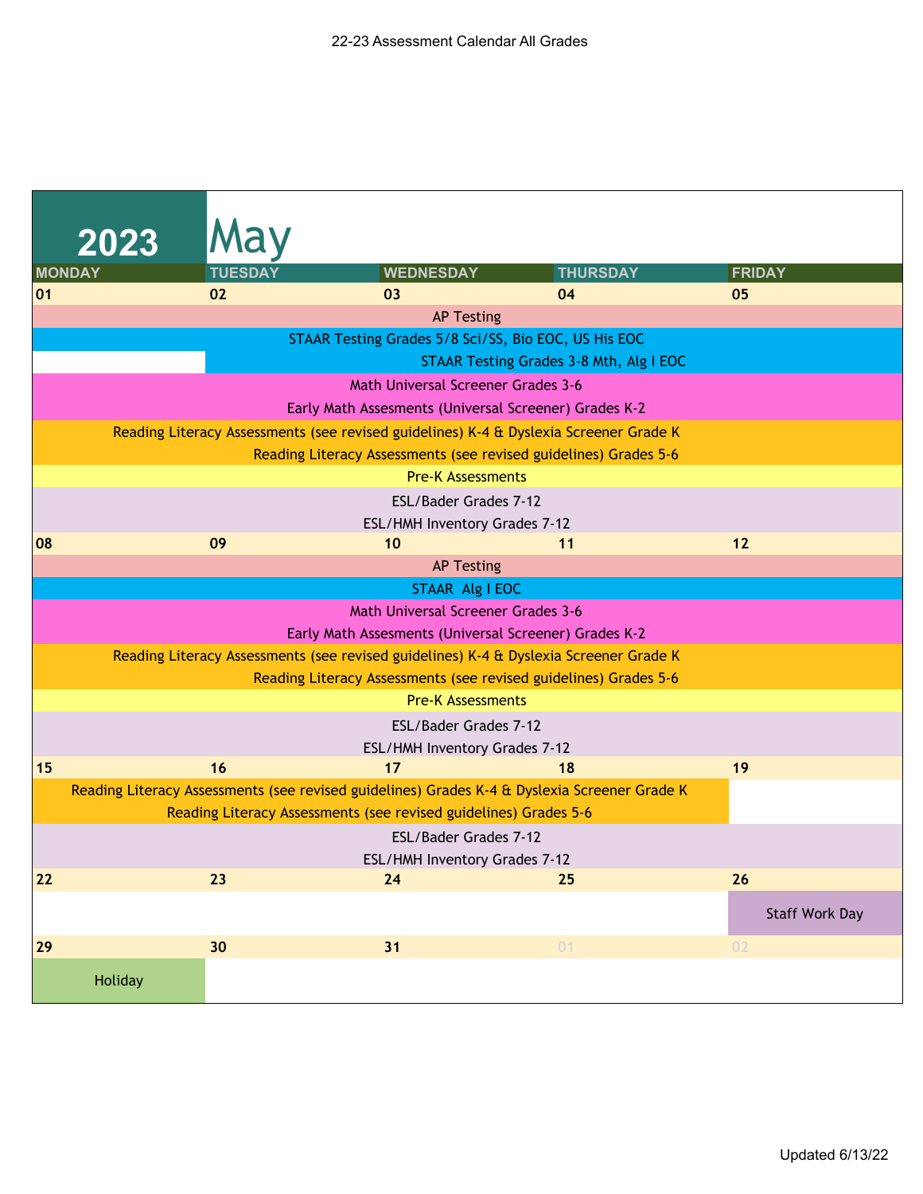# 22-23 Assessment Calendar All Grades

## 2023 May

| MONDAY | TUESDAY | WEDNESDAY | THURSDAY | FRIDAY |
| --- | --- | --- | --- | --- |
| 01 | 02 | 03 | 04 | 05 |
| AP Testing | | | | |
| STAAR Testing Grades 5/8 Sci/SS, Bio EOC, US His EOC | | | | |
| | STAAR Testing Grades 3-8 Mth, Alg I EOC | | | |
| Math Universal Screener Grades 3-6 | | | | |
| Early Math Assesments (Universal Screener) Grades K-2 | | | | |
| Reading Literacy Assessments (see revised guidelines) K-4 & Dyslexia Screener Grade K | | | | |
| Reading Literacy Assessments (see revised guidelines) Grades 5-6 | | | | |
| Pre-K Assessments | | | | |
| ESL/Bader Grades 7-12 | | | | |
| ESL/HMH Inventory Grades 7-12 | | | | |
| 08 | 09 | 10 | 11 | 12 |
| AP Testing | | | | |
| STAAR Alg I EOC | | | | |
| Math Universal Screener Grades 3-6 | | | | |
| Early Math Assesments (Universal Screener) Grades K-2 | | | | |
| Reading Literacy Assessments (see revised guidelines) K-4 & Dyslexia Screener Grade K | | | | |
| Reading Literacy Assessments (see revised guidelines) Grades 5-6 | | | | |
| Pre-K Assessments | | | | |
| ESL/Bader Grades 7-12 | | | | |
| ESL/HMH Inventory Grades 7-12 | | | | |
| 15 | 16 | 17 | 18 | 19 |
| Reading Literacy Assessments (see revised guidelines) Grades K-4 & Dyslexia Screener Grade K | | | | |
| Reading Literacy Assessments (see revised guidelines) Grades 5-6 | | | | |
| ESL/Bader Grades 7-12 | | | | |
| ESL/HMH Inventory Grades 7-12 | | | | |
| 22 | 23 | 24 | 25 | 26 |
| | | | | Staff Work Day |
| 29 | 30 | 31 | 01 | 02 |
| Holiday | | | | |

Updated 6/13/22